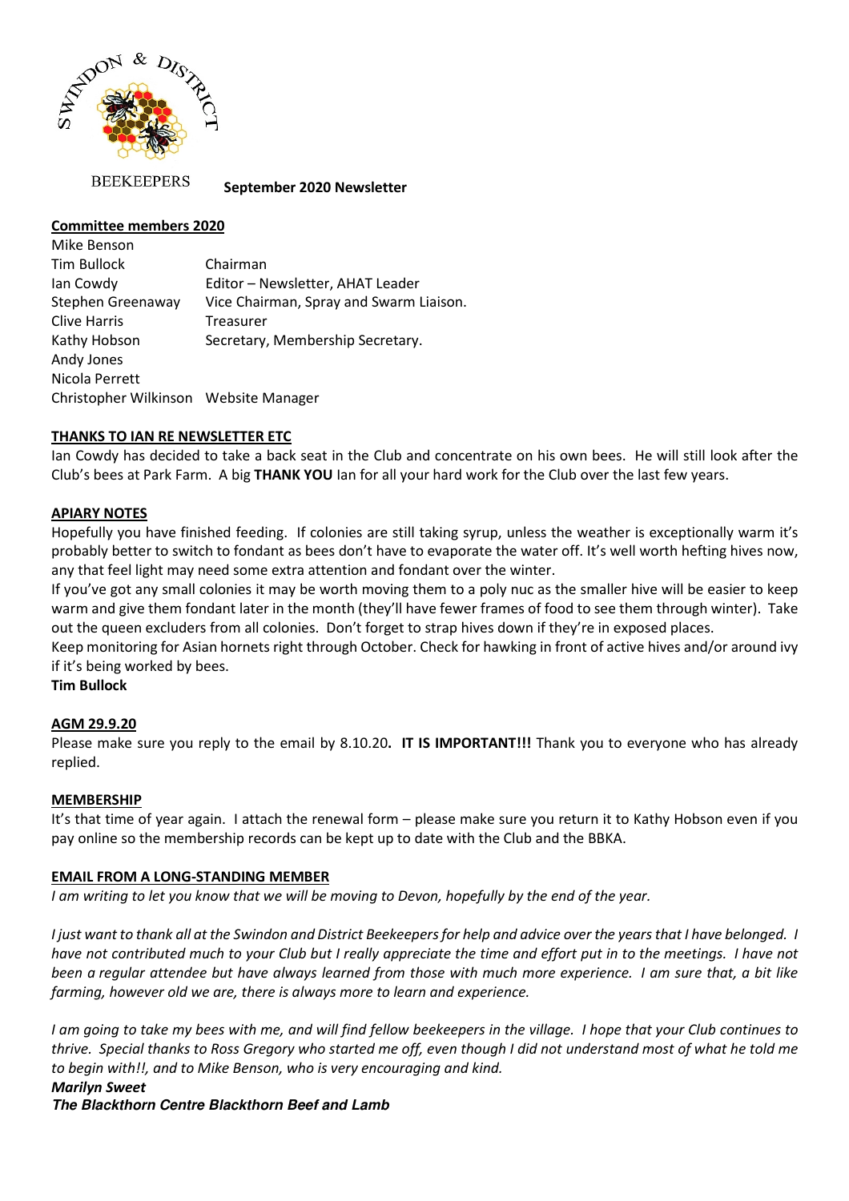SWINDON & DISTRICT

BEEKEEPERS

**September 2020 Newsletter**

**Committee members 2020**

| | |
|---|---|
| Mike Benson | |
| Tim Bullock | Chairman |
| Ian Cowdy | Editor – Newsletter, AHAT Leader |
| Stephen Greenaway | Vice Chairman, Spray and Swarm Liaison. |
| Clive Harris | Treasurer |
| Kathy Hobson | Secretary, Membership Secretary. |
| Andy Jones | |
| Nicola Perrett | |
| Christopher Wilkinson | Website Manager |

**THANKS TO IAN RE NEWSLETTER ETC**

Ian Cowdy has decided to take a back seat in the Club and concentrate on his own bees. He will still look after the Club's bees at Park Farm. A big **THANK YOU** Ian for all your hard work for the Club over the last few years.

**APIARY NOTES**

Hopefully you have finished feeding. If colonies are still taking syrup, unless the weather is exceptionally warm it's probably better to switch to fondant as bees don't have to evaporate the water off. It's well worth hefting hives now, any that feel light may need some extra attention and fondant over the winter.

If you've got any small colonies it may be worth moving them to a poly nuc as the smaller hive will be easier to keep warm and give them fondant later in the month (they'll have fewer frames of food to see them through winter). Take out the queen excluders from all colonies. Don't forget to strap hives down if they're in exposed places.

Keep monitoring for Asian hornets right through October. Check for hawking in front of active hives and/or around ivy if it's being worked by bees.

**Tim Bullock**

**AGM 29.9.20**

Please make sure you reply to the email by 8.10.20**. IT IS IMPORTANT!!!** Thank you to everyone who has already replied.

**MEMBERSHIP**

It's that time of year again. I attach the renewal form – please make sure you return it to Kathy Hobson even if you pay online so the membership records can be kept up to date with the Club and the BBKA.

**EMAIL FROM A LONG-STANDING MEMBER**

*I am writing to let you know that we will be moving to Devon, hopefully by the end of the year.*

*I just want to thank all at the Swindon and District Beekeepers for help and advice over the years that I have belonged. I have not contributed much to your Club but I really appreciate the time and effort put in to the meetings. I have not been a regular attendee but have always learned from those with much more experience. I am sure that, a bit like farming, however old we are, there is always more to learn and experience.*

*I am going to take my bees with me, and will find fellow beekeepers in the village. I hope that your Club continues to thrive. Special thanks to Ross Gregory who started me off, even though I did not understand most of what he told me to begin with!!, and to Mike Benson, who is very encouraging and kind.*

***Marilyn Sweet***

***The Blackthorn Centre Blackthorn Beef and Lamb***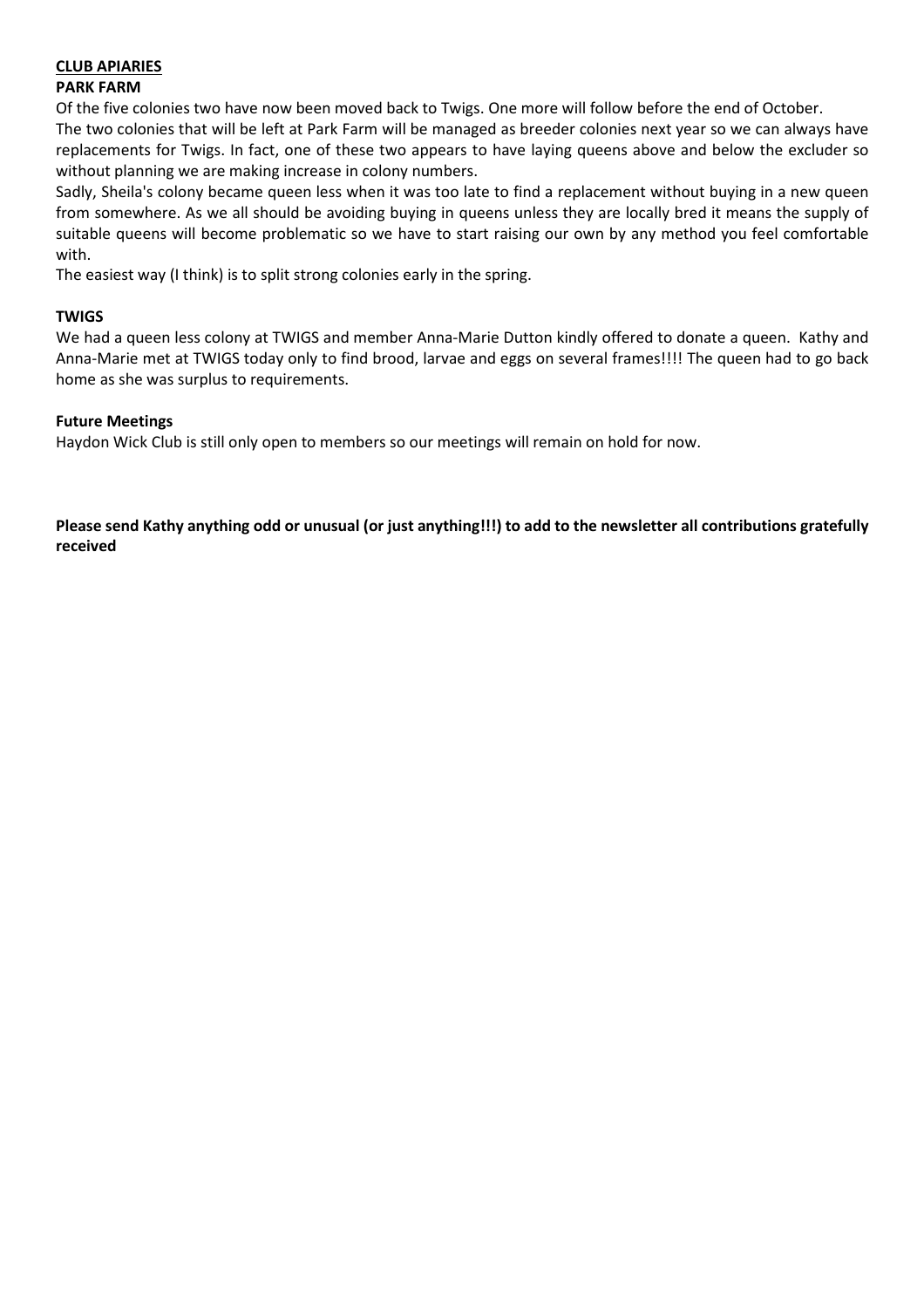## **CLUB APIARIES**

### PARK FARM

Of the five colonies two have now been moved back to Twigs. One more will follow before the end of October.

The two colonies that will be left at Park Farm will be managed as breeder colonies next year so we can always have replacements for Twigs. In fact, one of these two appears to have laying queens above and below the excluder so without planning we are making increase in colony numbers.

Sadly, Sheila's colony became queen less when it was too late to find a replacement without buying in a new queen from somewhere. As we all should be avoiding buying in queens unless they are locally bred it means the supply of suitable queens will become problematic so we have to start raising our own by any method you feel comfortable with.

The easiest way (I think) is to split strong colonies early in the spring.

### TWIGS

We had a queen less colony at TWIGS and member Anna-Marie Dutton kindly offered to donate a queen. Kathy and Anna-Marie met at TWIGS today only to find brood, larvae and eggs on several frames!!!! The queen had to go back home as she was surplus to requirements.

### Future Meetings

Haydon Wick Club is still only open to members so our meetings will remain on hold for now.

**Please send Kathy anything odd or unusual (or just anything!!!) to add to the newsletter all contributions gratefully received**